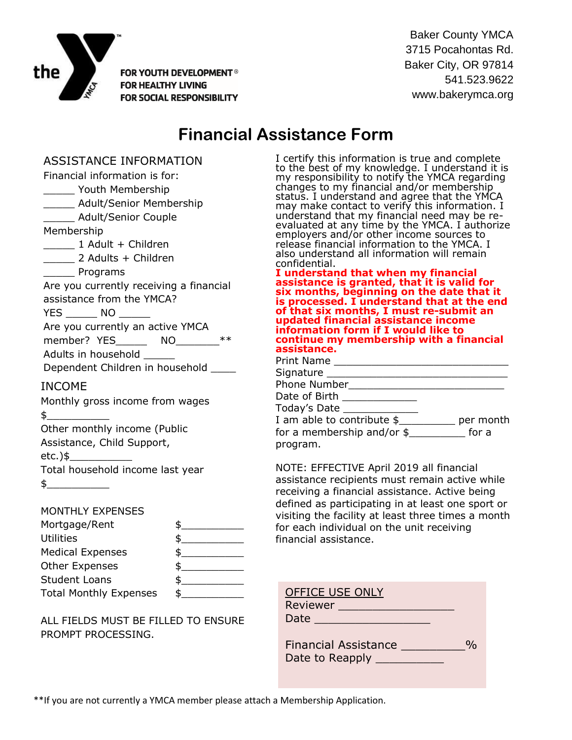the FOR YOUTH DEVELOPMENT® FOR HEALTHY LIVING FOR SOCIAL RESPONSIBILITY

Baker County YMCA
3715 Pocahontas Rd.
Baker City, OR 97814
541.523.9622
www.bakerymca.org

# Financial Assistance Form

## ASSISTANCE INFORMATION

Financial information is for:

_____ Youth Membership
_____ Adult/Senior Membership
_____ Adult/Senior Couple Membership
_____ 1 Adult + Children
_____ 2 Adults + Children
_____ Programs

Are you currently receiving a financial assistance from the YMCA?
YES _____ NO _____

Are you currently an active YMCA member? YES_____ NO_______**

Adults in household _____

Dependent Children in household ____

## INCOME

Monthly gross income from wages $__________

Other monthly income (Public Assistance, Child Support, etc.)$__________

Total household income last year $__________

## MONTHLY EXPENSES

| | |
|---|---|
| Mortgage/Rent | $__________ |
| Utilities | $__________ |
| Medical Expenses | $__________ |
| Other Expenses | $__________ |
| Student Loans | $__________ |
| Total Monthly Expenses | $__________ |

ALL FIELDS MUST BE FILLED TO ENSURE PROMPT PROCESSING.

I certify this information is true and complete to the best of my knowledge. I understand it is my responsibility to notify the YMCA regarding changes to my financial and/or membership status. I understand and agree that the YMCA may make contact to verify this information. I understand that my financial need may be re-evaluated at any time by the YMCA. I authorize employers and/or other income sources to release financial information to the YMCA. I also understand all information will remain confidential.

**I understand that when my financial assistance is granted, that it is valid for six months, beginning on the date that it is processed. I understand that at the end of that six months, I must re-submit an updated financial assistance income information form if I would like to continue my membership with a financial assistance.**

Print Name ____________________________
Signature ____________________________
Phone Number___________________________
Date of Birth ____________
Today's Date ____________

I am able to contribute $_________ per month for a membership and/or $_________ for a program.

NOTE: EFFECTIVE April 2019 all financial assistance recipients must remain active while receiving a financial assistance. Active being defined as participating in at least one sport or visiting the facility at least three times a month for each individual on the unit receiving financial assistance.

OFFICE USE ONLY
Reviewer __________________
Date __________________

Financial Assistance __________%
Date to Reapply __________

**If you are not currently a YMCA member please attach a Membership Application.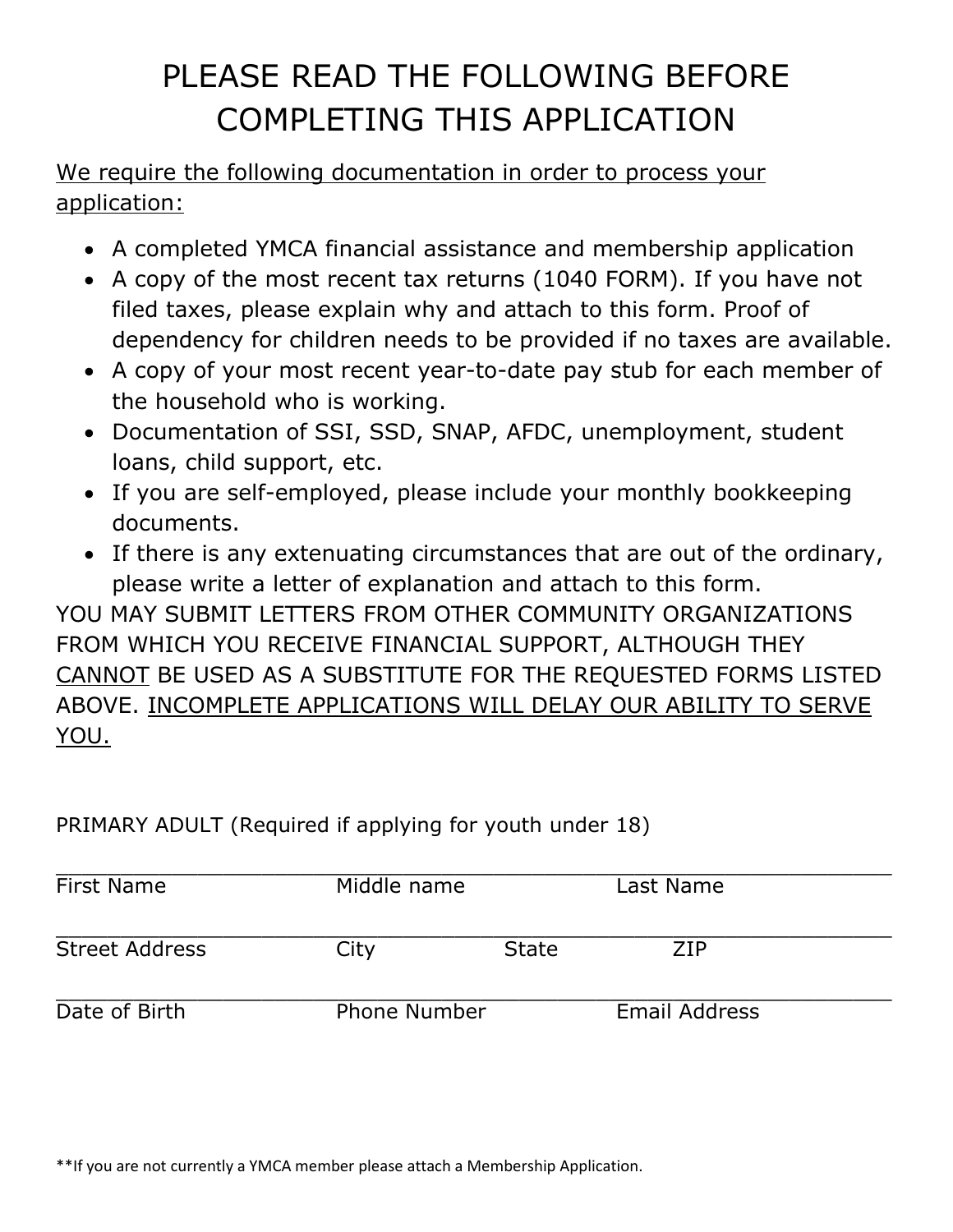# PLEASE READ THE FOLLOWING BEFORE COMPLETING THIS APPLICATION

<u>We require the following documentation in order to process your application:</u>

- A completed YMCA financial assistance and membership application
- A copy of the most recent tax returns (1040 FORM). If you have not filed taxes, please explain why and attach to this form. Proof of dependency for children needs to be provided if no taxes are available.
- A copy of your most recent year-to-date pay stub for each member of the household who is working.
- Documentation of SSI, SSD, SNAP, AFDC, unemployment, student loans, child support, etc.
- If you are self-employed, please include your monthly bookkeeping documents.
- If there is any extenuating circumstances that are out of the ordinary, please write a letter of explanation and attach to this form.

YOU MAY SUBMIT LETTERS FROM OTHER COMMUNITY ORGANIZATIONS FROM WHICH YOU RECEIVE FINANCIAL SUPPORT, ALTHOUGH THEY <u>CANNOT</u> BE USED AS A SUBSTITUTE FOR THE REQUESTED FORMS LISTED ABOVE. <u>INCOMPLETE APPLICATIONS WILL DELAY OUR ABILITY TO SERVE YOU.</u>

PRIMARY ADULT (Required if applying for youth under 18)

___________________________________________________________

First Name　　　　Middle name　　　　Last Name

___________________________________________________________

Street Address　　　　City　　　　State　　　　ZIP

___________________________________________________________

Date of Birth　　　　Phone Number　　　　Email Address

**If you are not currently a YMCA member please attach a Membership Application.